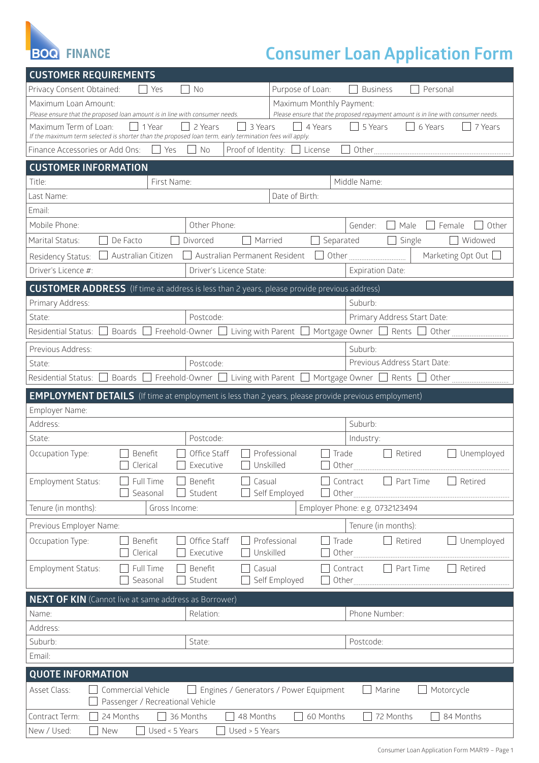BOQ FINANCE

# Consumer Loan Application Form

## CUSTOMER REQUIREMENTS

| | |
|---|---|
| Privacy Consent Obtained: ☐ Yes ☐ No | Purpose of Loan: ☐ Business ☐ Personal |
| Maximum Loan Amount:<br>*Please ensure that the proposed loan amount is in line with consumer needs.* | Maximum Monthly Payment:<br>*Please ensure that the proposed repayment amount is in line with consumer needs.* |

Maximum Term of Loan: ☐ 1 Year ☐ 2 Years ☐ 3 Years ☐ 4 Years ☐ 5 Years ☐ 6 Years ☐ 7 Years
*If the maximum term selected is shorter than the proposed loan term, early termination fees will apply.*

Finance Accessories or Add Ons: ☐ Yes ☐ No | Proof of Identity: ☐ License ☐ Other ........................

## CUSTOMER INFORMATION

| | | |
|---|---|---|
| Title: | First Name: | Middle Name: |
| Last Name: | Date of Birth: | |
| Email: | | |
| Mobile Phone: | Other Phone: | Gender: ☐ Male ☐ Female ☐ Other |

Marital Status: ☐ De Facto ☐ Divorced ☐ Married ☐ Separated ☐ Single ☐ Widowed

Residency Status: ☐ Australian Citizen ☐ Australian Permanent Resident ☐ Other ........................ Marketing Opt Out ☐

| | | |
|---|---|---|
| Driver's Licence #: | Driver's Licence State: | Expiration Date: |

## CUSTOMER ADDRESS (If time at address is less than 2 years, please provide previous address)

| | | |
|---|---|---|
| Primary Address: | | Suburb: |
| State: | Postcode: | Primary Address Start Date: |

Residential Status: ☐ Boards ☐ Freehold-Owner ☐ Living with Parent ☐ Mortgage Owner ☐ Rents ☐ Other ........................

| | | |
|---|---|---|
| Previous Address: | | Suburb: |
| State: | Postcode: | Previous Address Start Date: |

Residential Status: ☐ Boards ☐ Freehold-Owner ☐ Living with Parent ☐ Mortgage Owner ☐ Rents ☐ Other ........................

## EMPLOYMENT DETAILS (If time at employment is less than 2 years, please provide previous employment)

| | | |
|---|---|---|
| Employer Name: | | |
| Address: | | Suburb: |
| State: | Postcode: | Industry: |

Occupation Type: ☐ Benefit ☐ Office Staff ☐ Professional ☐ Trade ☐ Retired ☐ Unemployed ☐ Clerical ☐ Executive ☐ Unskilled ☐ Other ........................

Employment Status: ☐ Full Time ☐ Benefit ☐ Casual ☐ Contract ☐ Part Time ☐ Retired ☐ Seasonal ☐ Student ☐ Self Employed ☐ Other ........................

| | | |
|---|---|---|
| Tenure (in months): | Gross Income: | Employer Phone: e.g. 0732123494 |
| Previous Employer Name: | | Tenure (in months): |

Occupation Type: ☐ Benefit ☐ Office Staff ☐ Professional ☐ Trade ☐ Retired ☐ Unemployed ☐ Clerical ☐ Executive ☐ Unskilled ☐ Other ........................

Employment Status: ☐ Full Time ☐ Benefit ☐ Casual ☐ Contract ☐ Part Time ☐ Retired ☐ Seasonal ☐ Student ☐ Self Employed ☐ Other ........................

## NEXT OF KIN (Cannot live at same address as Borrower)

| | | |
|---|---|---|
| Name: | Relation: | Phone Number: |
| Address: | | |
| Suburb: | State: | Postcode: |
| Email: | | |

## QUOTE INFORMATION

Asset Class: ☐ Commercial Vehicle ☐ Engines / Generators / Power Equipment ☐ Marine ☐ Motorcycle ☐ Passenger / Recreational Vehicle

Contract Term: ☐ 24 Months ☐ 36 Months ☐ 48 Months ☐ 60 Months ☐ 72 Months ☐ 84 Months

New / Used: ☐ New ☐ Used < 5 Years ☐ Used > 5 Years

Consumer Loan Application Form MAR19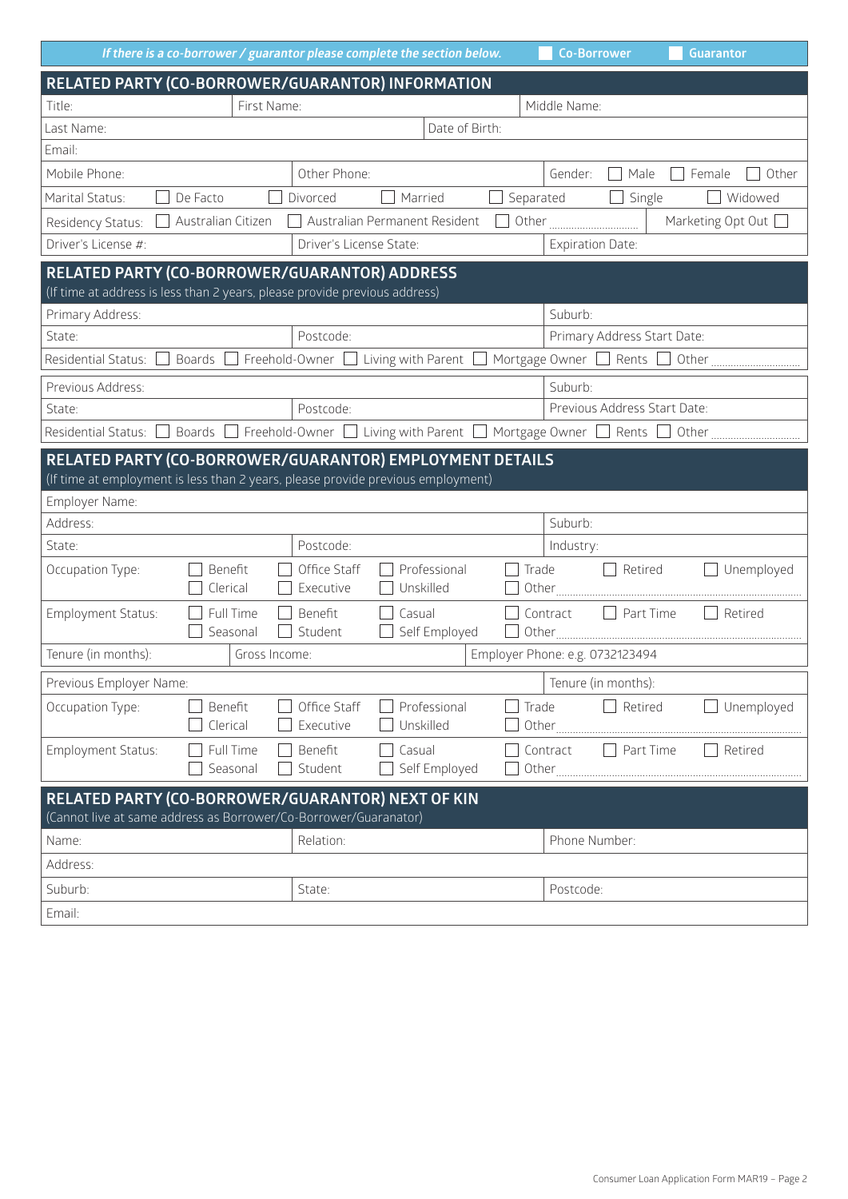*If there is a co-borrower / guarantor please complete the section below.* ☐ Co-Borrower ☐ Guarantor

## RELATED PARTY (CO-BORROWER/GUARANTOR) INFORMATION

| Title: | First Name: | Middle Name: |
|---|---|---|
| Last Name: | Date of Birth: | |
| Email: | | |
| Mobile Phone: | Other Phone: | Gender: ☐ Male ☐ Female ☐ Other |

Marital Status: ☐ De Facto ☐ Divorced ☐ Married ☐ Separated ☐ Single ☐ Widowed

Residency Status: ☐ Australian Citizen ☐ Australian Permanent Resident ☐ Other .................. Marketing Opt Out ☐

| Driver's License #: | Driver's License State: | Expiration Date: |
|---|---|---|

## RELATED PARTY (CO-BORROWER/GUARANTOR) ADDRESS

(If time at address is less than 2 years, please provide previous address)

| Primary Address: | | Suburb: |
|---|---|---|
| State: | Postcode: | Primary Address Start Date: |

Residential Status: ☐ Boards ☐ Freehold-Owner ☐ Living with Parent ☐ Mortgage Owner ☐ Rents ☐ Other ..................

| Previous Address: | | Suburb: |
|---|---|---|
| State: | Postcode: | Previous Address Start Date: |

Residential Status: ☐ Boards ☐ Freehold-Owner ☐ Living with Parent ☐ Mortgage Owner ☐ Rents ☐ Other ..................

## RELATED PARTY (CO-BORROWER/GUARANTOR) EMPLOYMENT DETAILS

(If time at employment is less than 2 years, please provide previous employment)

| Employer Name: | | |
|---|---|---|
| Address: | | Suburb: |
| State: | Postcode: | Industry: |

Occupation Type: ☐ Benefit ☐ Office Staff ☐ Professional ☐ Trade ☐ Retired ☐ Unemployed ☐ Clerical ☐ Executive ☐ Unskilled ☐ Other ..................

Employment Status: ☐ Full Time ☐ Benefit ☐ Casual ☐ Contract ☐ Part Time ☐ Retired ☐ Seasonal ☐ Student ☐ Self Employed ☐ Other ..................

| Tenure (in months): | Gross Income: | Employer Phone: e.g. 0732123494 |
|---|---|---|

| Previous Employer Name: | Tenure (in months): |
|---|---|

Occupation Type: ☐ Benefit ☐ Office Staff ☐ Professional ☐ Trade ☐ Retired ☐ Unemployed ☐ Clerical ☐ Executive ☐ Unskilled ☐ Other ..................

Employment Status: ☐ Full Time ☐ Benefit ☐ Casual ☐ Contract ☐ Part Time ☐ Retired ☐ Seasonal ☐ Student ☐ Self Employed ☐ Other ..................

## RELATED PARTY (CO-BORROWER/GUARANTOR) NEXT OF KIN

(Cannot live at same address as Borrower/Co-Borrower/Guaranator)

| Name: | Relation: | Phone Number: |
|---|---|---|
| Address: | | |
| Suburb: | State: | Postcode: |
| Email: | | |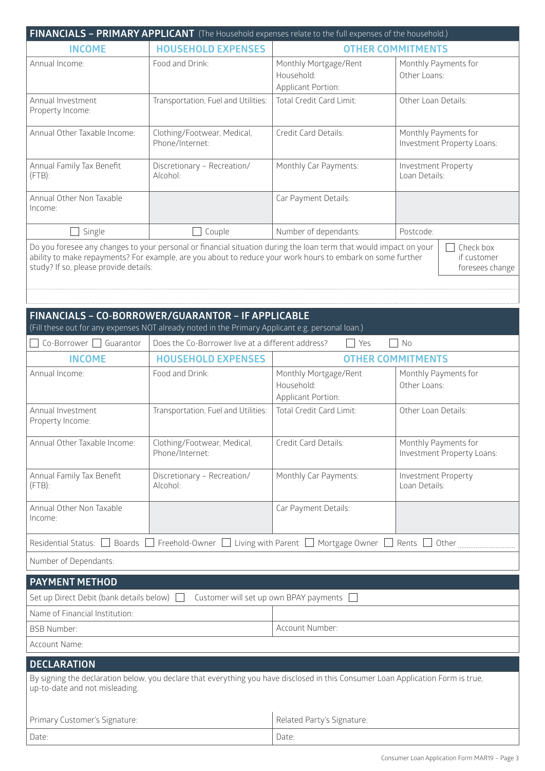## FINANCIALS – PRIMARY APPLICANT (The Household expenses relate to the full expenses of the household.)

| INCOME | HOUSEHOLD EXPENSES | OTHER COMMITMENTS | |
|---|---|---|---|
| Annual Income: | Food and Drink: | Monthly Mortgage/Rent Household: Applicant Portion: | Monthly Payments for Other Loans: |
| Annual Investment Property Income: | Transportation, Fuel and Utilities: | Total Credit Card Limit: | Other Loan Details: |
| Annual Other Taxable Income: | Clothing/Footwear, Medical, Phone/Internet: | Credit Card Details: | Monthly Payments for Investment Property Loans: |
| Annual Family Tax Benefit (FTB): | Discretionary – Recreation/ Alcohol: | Monthly Car Payments: | Investment Property Loan Details: |
| Annual Other Non Taxable Income: | | Car Payment Details: | |
| ☐ Single | ☐ Couple | Number of dependants: | Postcode: |

Do you foresee any changes to your personal or financial situation during the loan term that would impact on your ability to make repayments? For example, are you about to reduce your work hours to embark on some further study? If so, please provide details: ☐ Check box if customer foresees change

## FINANCIALS – CO-BORROWER/GUARANTOR – IF APPLICABLE

(Fill these out for any expenses NOT already noted in the Primary Applicant e.g. personal loan.)

☐ Co-Borrower ☐ Guarantor | Does the Co-Borrower live at a different address? ☐ Yes ☐ No

| INCOME | HOUSEHOLD EXPENSES | OTHER COMMITMENTS | |
|---|---|---|---|
| Annual Income: | Food and Drink: | Monthly Mortgage/Rent Household: Applicant Portion: | Monthly Payments for Other Loans: |
| Annual Investment Property Income: | Transportation, Fuel and Utilities: | Total Credit Card Limit: | Other Loan Details: |
| Annual Other Taxable Income: | Clothing/Footwear, Medical, Phone/Internet: | Credit Card Details: | Monthly Payments for Investment Property Loans: |
| Annual Family Tax Benefit (FTB): | Discretionary – Recreation/ Alcohol: | Monthly Car Payments: | Investment Property Loan Details: |
| Annual Other Non Taxable Income: | | Car Payment Details: | |

Residential Status: ☐ Boards ☐ Freehold-Owner ☐ Living with Parent ☐ Mortgage Owner ☐ Rents ☐ Other ..............

Number of Dependants:

## PAYMENT METHOD

Set up Direct Debit (bank details below) ☐ Customer will set up own BPAY payments ☐

| Name of Financial Institution: | |
|---|---|
| BSB Number: | Account Number: |
| Account Name: | |

## DECLARATION

By signing the declaration below, you declare that everything you have disclosed in this Consumer Loan Application Form is true, up-to-date and not misleading.

| Primary Customer's Signature: | Related Party's Signature: |
|---|---|
| Date: | Date: |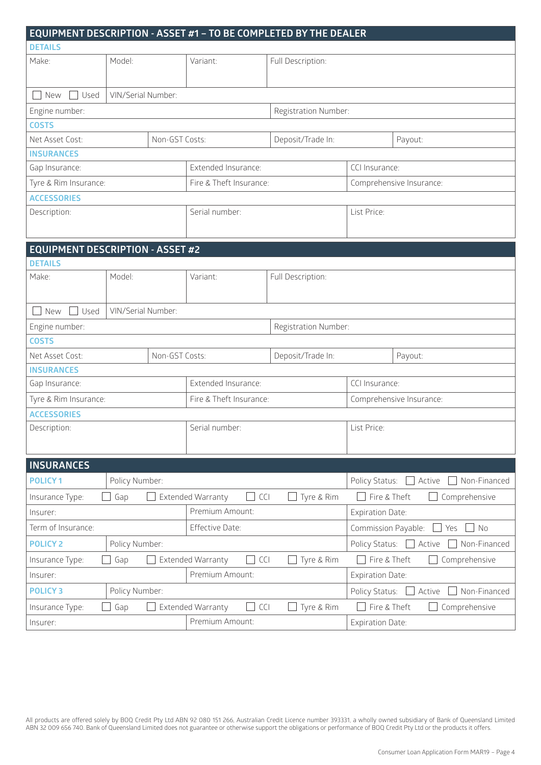## EQUIPMENT DESCRIPTION - ASSET #1 – TO BE COMPLETED BY THE DEALER

### DETAILS

| | | | |
|---|---|---|---|
| Make: | Model: | Variant: | Full Description: |
| ☐ New ☐ Used | VIN/Serial Number: | | |
| Engine number: | | Registration Number: | |

### COSTS

| | | | |
|---|---|---|---|
| Net Asset Cost: | Non-GST Costs: | Deposit/Trade In: | Payout: |

### INSURANCES

| | | |
|---|---|---|
| Gap Insurance: | Extended Insurance: | CCI Insurance: |
| Tyre & Rim Insurance: | Fire & Theft Insurance: | Comprehensive Insurance: |

### ACCESSORIES

| | | |
|---|---|---|
| Description: | Serial number: | List Price: |

## EQUIPMENT DESCRIPTION - ASSET #2

### DETAILS

| | | | |
|---|---|---|---|
| Make: | Model: | Variant: | Full Description: |
| ☐ New ☐ Used | VIN/Serial Number: | | |
| Engine number: | | Registration Number: | |

### COSTS

| | | | |
|---|---|---|---|
| Net Asset Cost: | Non-GST Costs: | Deposit/Trade In: | Payout: |

### INSURANCES

| | | |
|---|---|---|
| Gap Insurance: | Extended Insurance: | CCI Insurance: |
| Tyre & Rim Insurance: | Fire & Theft Insurance: | Comprehensive Insurance: |

### ACCESSORIES

| | | |
|---|---|---|
| Description: | Serial number: | List Price: |

## INSURANCES

| | | |
|---|---|---|
| **POLICY 1** Policy Number: | | Policy Status: ☐ Active ☐ Non-Financed |
| Insurance Type: ☐ Gap ☐ Extended Warranty ☐ CCI ☐ Tyre & Rim ☐ Fire & Theft ☐ Comprehensive | | |
| Insurer: | Premium Amount: | Expiration Date: |
| Term of Insurance: | Effective Date: | Commission Payable: ☐ Yes ☐ No |
| **POLICY 2** Policy Number: | | Policy Status: ☐ Active ☐ Non-Financed |
| Insurance Type: ☐ Gap ☐ Extended Warranty ☐ CCI ☐ Tyre & Rim ☐ Fire & Theft ☐ Comprehensive | | |
| Insurer: | Premium Amount: | Expiration Date: |
| **POLICY 3** Policy Number: | | Policy Status: ☐ Active ☐ Non-Financed |
| Insurance Type: ☐ Gap ☐ Extended Warranty ☐ CCI ☐ Tyre & Rim ☐ Fire & Theft ☐ Comprehensive | | |
| Insurer: | Premium Amount: | Expiration Date: |

All products are offered solely by BOQ Credit Pty Ltd ABN 92 080 151 266, Australian Credit Licence number 393331, a wholly owned subsidiary of Bank of Queensland Limited ABN 32 009 656 740. Bank of Queensland Limited does not guarantee or otherwise support the obligations or performance of BOQ Credit Pty Ltd or the products it offers.